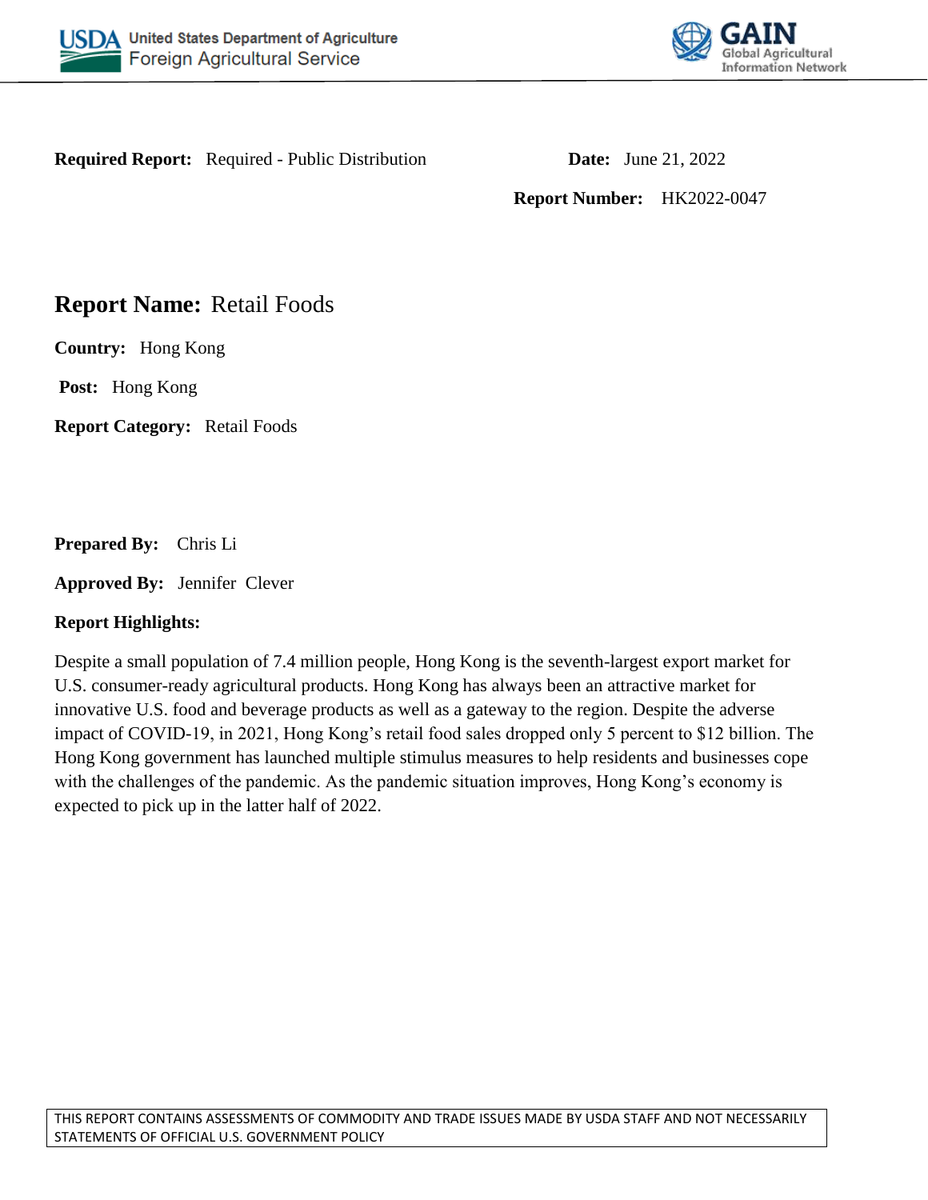USDA United States Department of Agriculture
Foreign Agricultural Service

GAIN Global Agricultural Information Network

**Required Report:** Required - Public Distribution

**Date:** June 21, 2022

**Report Number:** HK2022-0047

# **Report Name:** Retail Foods

**Country:** Hong Kong

**Post:** Hong Kong

**Report Category:** Retail Foods

**Prepared By:** Chris Li

**Approved By:** Jennifer Clever

**Report Highlights:**

Despite a small population of 7.4 million people, Hong Kong is the seventh-largest export market for U.S. consumer-ready agricultural products. Hong Kong has always been an attractive market for innovative U.S. food and beverage products as well as a gateway to the region. Despite the adverse impact of COVID-19, in 2021, Hong Kong's retail food sales dropped only 5 percent to $12 billion. The Hong Kong government has launched multiple stimulus measures to help residents and businesses cope with the challenges of the pandemic. As the pandemic situation improves, Hong Kong's economy is expected to pick up in the latter half of 2022.

THIS REPORT CONTAINS ASSESSMENTS OF COMMODITY AND TRADE ISSUES MADE BY USDA STAFF AND NOT NECESSARILY STATEMENTS OF OFFICIAL U.S. GOVERNMENT POLICY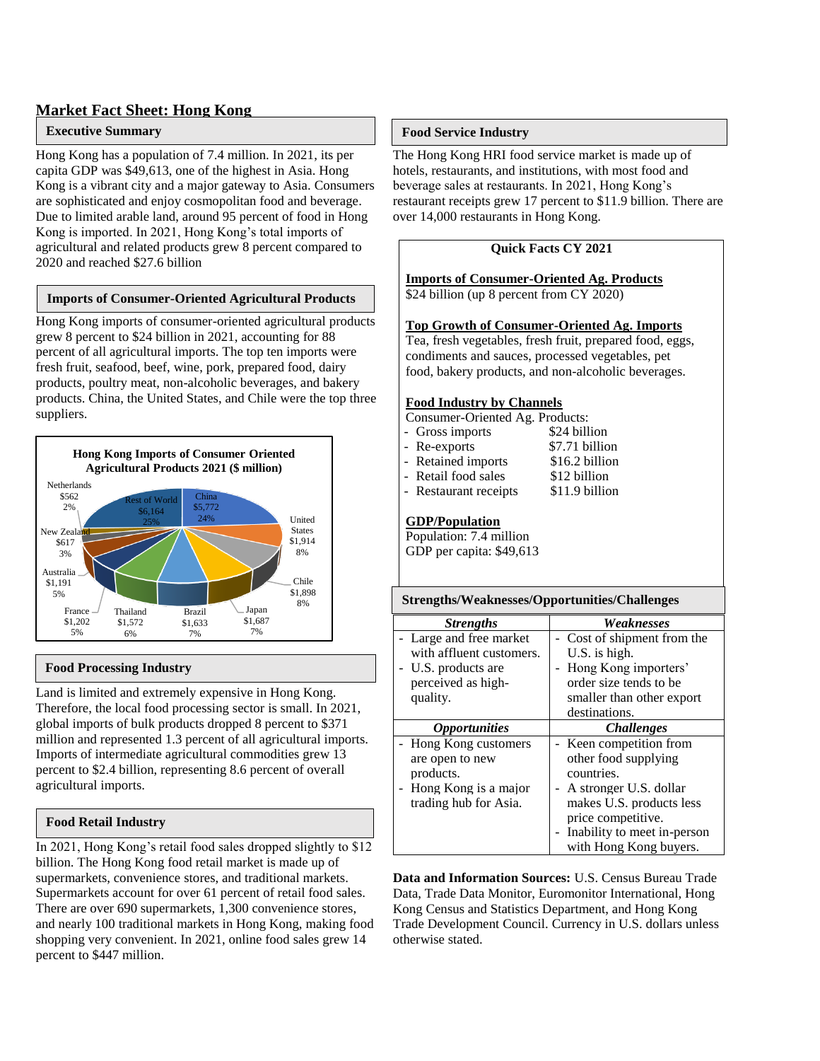# Market Fact Sheet: Hong Kong

## Executive Summary

Hong Kong has a population of 7.4 million. In 2021, its per capita GDP was $49,613, one of the highest in Asia. Hong Kong is a vibrant city and a major gateway to Asia. Consumers are sophisticated and enjoy cosmopolitan food and beverage. Due to limited arable land, around 95 percent of food in Hong Kong is imported. In 2021, Hong Kong's total imports of agricultural and related products grew 8 percent compared to 2020 and reached $27.6 billion

## Imports of Consumer-Oriented Agricultural Products

Hong Kong imports of consumer-oriented agricultural products grew 8 percent to $24 billion in 2021, accounting for 88 percent of all agricultural imports. The top ten imports were fresh fruit, seafood, beef, wine, pork, prepared food, dairy products, poultry meat, non-alcoholic beverages, and bakery products. China, the United States, and Chile were the top three suppliers.

**Hong Kong Imports of Consumer Oriented Agricultural Products 2021 ($ million)**

| Supplier | $ million | Share |
|---|---|---|
| China | $5,772 | 24% |
| United States | $1,914 | 8% |
| Chile | $1,898 | 8% |
| Japan | $1,687 | 7% |
| Brazil | $1,633 | 7% |
| Thailand | $1,572 | 6% |
| France | $1,202 | 5% |
| Australia | $1,191 | 5% |
| New Zealand | $617 | 3% |
| Netherlands | $562 | 2% |
| Rest of World | $6,164 | 25% |

## Food Processing Industry

Land is limited and extremely expensive in Hong Kong. Therefore, the local food processing sector is small. In 2021, global imports of bulk products dropped 8 percent to $371 million and represented 1.3 percent of all agricultural imports. Imports of intermediate agricultural commodities grew 13 percent to $2.4 billion, representing 8.6 percent of overall agricultural imports.

## Food Retail Industry

In 2021, Hong Kong's retail food sales dropped slightly to $12 billion. The Hong Kong food retail market is made up of supermarkets, convenience stores, and traditional markets. Supermarkets account for over 61 percent of retail food sales. There are over 690 supermarkets, 1,300 convenience stores, and nearly 100 traditional markets in Hong Kong, making food shopping very convenient. In 2021, online food sales grew 14 percent to $447 million.

## Food Service Industry

The Hong Kong HRI food service market is made up of hotels, restaurants, and institutions, with most food and beverage sales at restaurants. In 2021, Hong Kong's restaurant receipts grew 17 percent to $11.9 billion. There are over 14,000 restaurants in Hong Kong.

### Quick Facts CY 2021

**Imports of Consumer-Oriented Ag. Products**
$24 billion (up 8 percent from CY 2020)

**Top Growth of Consumer-Oriented Ag. Imports**
Tea, fresh vegetables, fresh fruit, prepared food, eggs, condiments and sauces, processed vegetables, pet food, bakery products, and non-alcoholic beverages.

**Food Industry by Channels**
Consumer-Oriented Ag. Products:

- Gross imports $24 billion
- Re-exports $7.71 billion
- Retained imports $16.2 billion
- Retail food sales $12 billion
- Restaurant receipts $11.9 billion

**GDP/Population**
Population: 7.4 million
GDP per capita: $49,613

## Strengths/Weaknesses/Opportunities/Challenges

| ***Strengths*** | ***Weaknesses*** |
|---|---|
| - Large and free market with affluent customers.<br>- U.S. products are perceived as high-quality. | - Cost of shipment from the U.S. is high.<br>- Hong Kong importers' order size tends to be smaller than other export destinations. |
| ***Opportunities*** | ***Challenges*** |
| - Hong Kong customers are open to new products.<br>- Hong Kong is a major trading hub for Asia. | - Keen competition from other food supplying countries.<br>- A stronger U.S. dollar makes U.S. products less price competitive.<br>- Inability to meet in-person with Hong Kong buyers. |

**Data and Information Sources:** U.S. Census Bureau Trade Data, Trade Data Monitor, Euromonitor International, Hong Kong Census and Statistics Department, and Hong Kong Trade Development Council. Currency in U.S. dollars unless otherwise stated.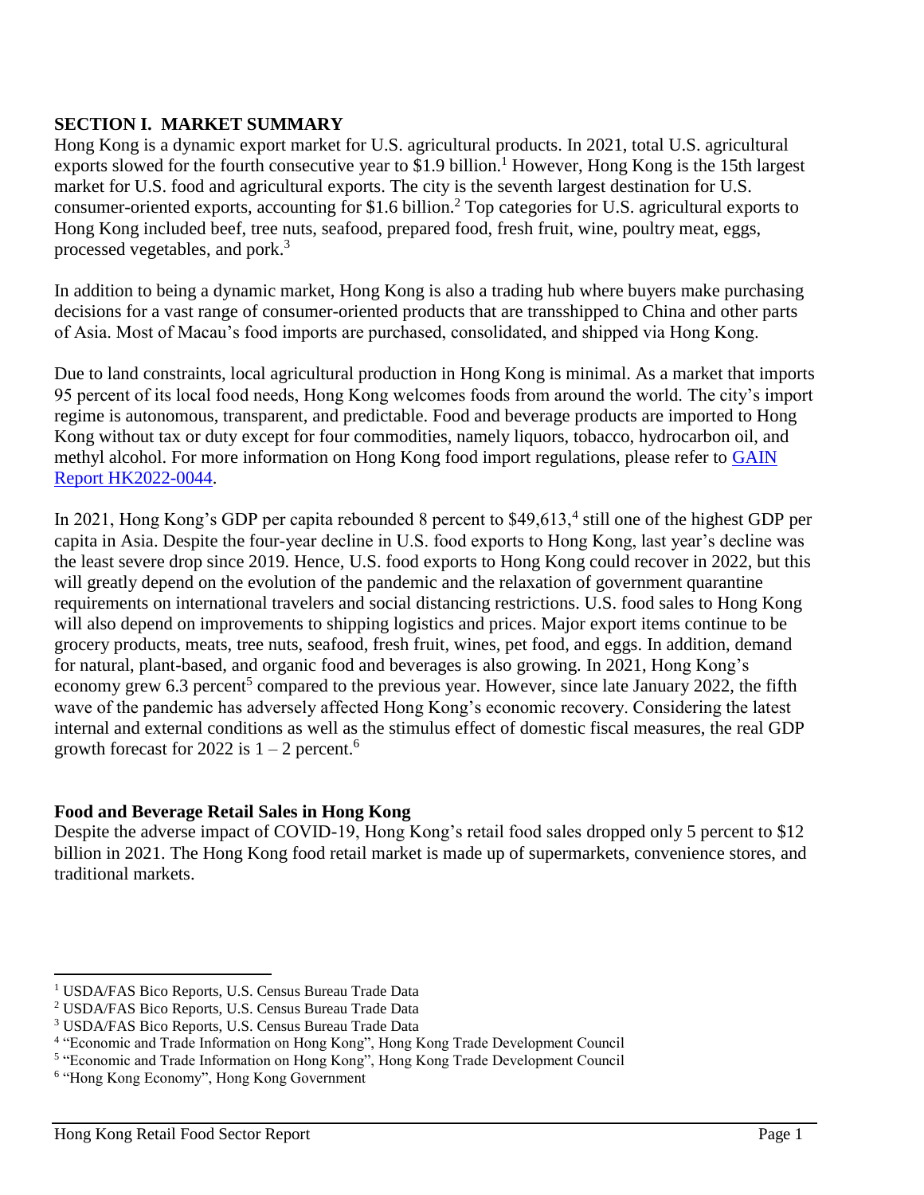## SECTION I. MARKET SUMMARY

Hong Kong is a dynamic export market for U.S. agricultural products. In 2021, total U.S. agricultural exports slowed for the fourth consecutive year to $1.9 billion.[1] However, Hong Kong is the 15th largest market for U.S. food and agricultural exports. The city is the seventh largest destination for U.S. consumer-oriented exports, accounting for $1.6 billion.[2] Top categories for U.S. agricultural exports to Hong Kong included beef, tree nuts, seafood, prepared food, fresh fruit, wine, poultry meat, eggs, processed vegetables, and pork.[3]

In addition to being a dynamic market, Hong Kong is also a trading hub where buyers make purchasing decisions for a vast range of consumer-oriented products that are transshipped to China and other parts of Asia. Most of Macau's food imports are purchased, consolidated, and shipped via Hong Kong.

Due to land constraints, local agricultural production in Hong Kong is minimal. As a market that imports 95 percent of its local food needs, Hong Kong welcomes foods from around the world. The city's import regime is autonomous, transparent, and predictable. Food and beverage products are imported to Hong Kong without tax or duty except for four commodities, namely liquors, tobacco, hydrocarbon oil, and methyl alcohol. For more information on Hong Kong food import regulations, please refer to GAIN Report HK2022-0044.

In 2021, Hong Kong's GDP per capita rebounded 8 percent to $49,613,[4] still one of the highest GDP per capita in Asia. Despite the four-year decline in U.S. food exports to Hong Kong, last year's decline was the least severe drop since 2019. Hence, U.S. food exports to Hong Kong could recover in 2022, but this will greatly depend on the evolution of the pandemic and the relaxation of government quarantine requirements on international travelers and social distancing restrictions. U.S. food sales to Hong Kong will also depend on improvements to shipping logistics and prices. Major export items continue to be grocery products, meats, tree nuts, seafood, fresh fruit, wines, pet food, and eggs. In addition, demand for natural, plant-based, and organic food and beverages is also growing. In 2021, Hong Kong's economy grew 6.3 percent[5] compared to the previous year. However, since late January 2022, the fifth wave of the pandemic has adversely affected Hong Kong's economic recovery. Considering the latest internal and external conditions as well as the stimulus effect of domestic fiscal measures, the real GDP growth forecast for 2022 is 1 – 2 percent.[6]

### Food and Beverage Retail Sales in Hong Kong

Despite the adverse impact of COVID-19, Hong Kong's retail food sales dropped only 5 percent to $12 billion in 2021. The Hong Kong food retail market is made up of supermarkets, convenience stores, and traditional markets.

---

[1] USDA/FAS Bico Reports, U.S. Census Bureau Trade Data
[2] USDA/FAS Bico Reports, U.S. Census Bureau Trade Data
[3] USDA/FAS Bico Reports, U.S. Census Bureau Trade Data
[4] "Economic and Trade Information on Hong Kong", Hong Kong Trade Development Council
[5] "Economic and Trade Information on Hong Kong", Hong Kong Trade Development Council
[6] "Hong Kong Economy", Hong Kong Government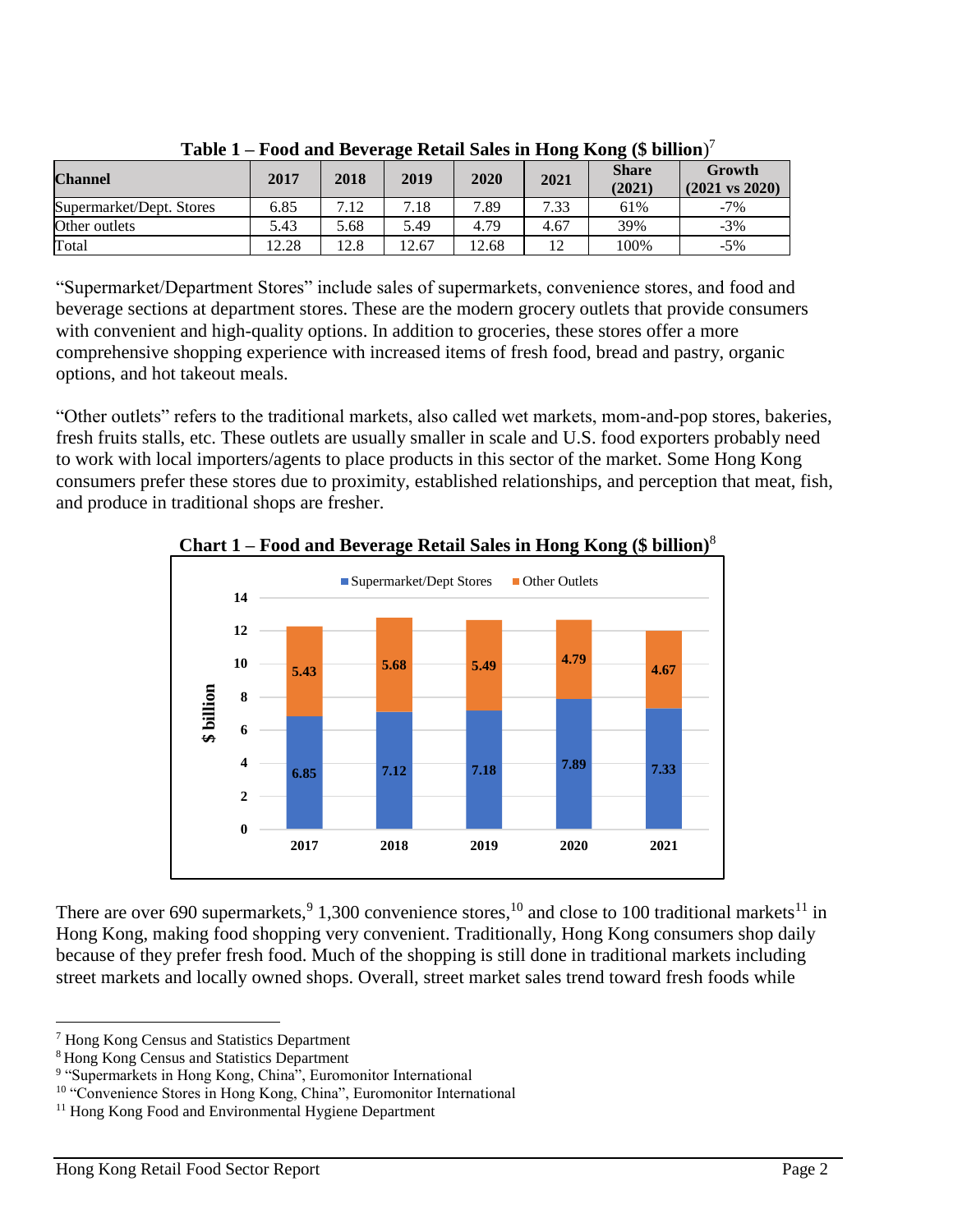**Table 1 – Food and Beverage Retail Sales in Hong Kong ($ billion)**[7]

| Channel | 2017 | 2018 | 2019 | 2020 | 2021 | Share (2021) | Growth (2021 vs 2020) |
|---|---|---|---|---|---|---|---|
| Supermarket/Dept. Stores | 6.85 | 7.12 | 7.18 | 7.89 | 7.33 | 61% | -7% |
| Other outlets | 5.43 | 5.68 | 5.49 | 4.79 | 4.67 | 39% | -3% |
| Total | 12.28 | 12.8 | 12.67 | 12.68 | 12 | 100% | -5% |

"Supermarket/Department Stores" include sales of supermarkets, convenience stores, and food and beverage sections at department stores. These are the modern grocery outlets that provide consumers with convenient and high-quality options. In addition to groceries, these stores offer a more comprehensive shopping experience with increased items of fresh food, bread and pastry, organic options, and hot takeout meals.

"Other outlets" refers to the traditional markets, also called wet markets, mom-and-pop stores, bakeries, fresh fruits stalls, etc. These outlets are usually smaller in scale and U.S. food exporters probably need to work with local importers/agents to place products in this sector of the market. Some Hong Kong consumers prefer these stores due to proximity, established relationships, and perception that meat, fish, and produce in traditional shops are fresher.

**Chart 1 – Food and Beverage Retail Sales in Hong Kong ($ billion)**[8]

| Year | Supermarket/Dept Stores | Other Outlets |
|---|---|---|
| 2017 | 6.85 | 5.43 |
| 2018 | 7.12 | 5.68 |
| 2019 | 7.18 | 5.49 |
| 2020 | 7.89 | 4.79 |
| 2021 | 7.33 | 4.67 |

There are over 690 supermarkets,[9] 1,300 convenience stores,[10] and close to 100 traditional markets[11] in Hong Kong, making food shopping very convenient. Traditionally, Hong Kong consumers shop daily because of they prefer fresh food. Much of the shopping is still done in traditional markets including street markets and locally owned shops. Overall, street market sales trend toward fresh foods while

[7] Hong Kong Census and Statistics Department
[8] Hong Kong Census and Statistics Department
[9] "Supermarkets in Hong Kong, China", Euromonitor International
[10] "Convenience Stores in Hong Kong, China", Euromonitor International
[11] Hong Kong Food and Environmental Hygiene Department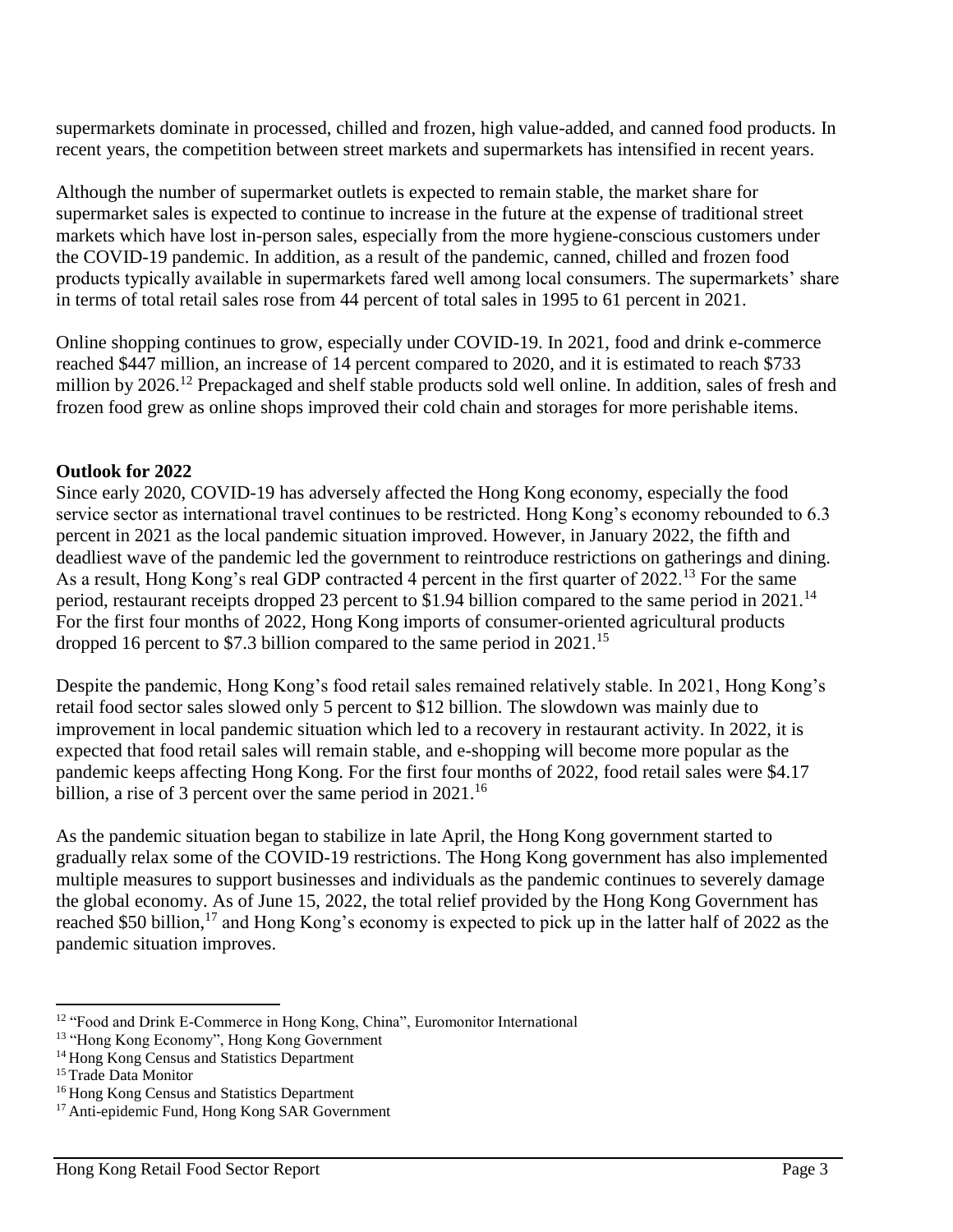supermarkets dominate in processed, chilled and frozen, high value-added, and canned food products. In recent years, the competition between street markets and supermarkets has intensified in recent years.

Although the number of supermarket outlets is expected to remain stable, the market share for supermarket sales is expected to continue to increase in the future at the expense of traditional street markets which have lost in-person sales, especially from the more hygiene-conscious customers under the COVID-19 pandemic. In addition, as a result of the pandemic, canned, chilled and frozen food products typically available in supermarkets fared well among local consumers. The supermarkets' share in terms of total retail sales rose from 44 percent of total sales in 1995 to 61 percent in 2021.

Online shopping continues to grow, especially under COVID-19. In 2021, food and drink e-commerce reached $447 million, an increase of 14 percent compared to 2020, and it is estimated to reach $733 million by 2026.[12] Prepackaged and shelf stable products sold well online. In addition, sales of fresh and frozen food grew as online shops improved their cold chain and storages for more perishable items.

**Outlook for 2022**

Since early 2020, COVID-19 has adversely affected the Hong Kong economy, especially the food service sector as international travel continues to be restricted. Hong Kong's economy rebounded to 6.3 percent in 2021 as the local pandemic situation improved. However, in January 2022, the fifth and deadliest wave of the pandemic led the government to reintroduce restrictions on gatherings and dining. As a result, Hong Kong's real GDP contracted 4 percent in the first quarter of 2022.[13] For the same period, restaurant receipts dropped 23 percent to $1.94 billion compared to the same period in 2021.[14] For the first four months of 2022, Hong Kong imports of consumer-oriented agricultural products dropped 16 percent to $7.3 billion compared to the same period in 2021.[15]

Despite the pandemic, Hong Kong's food retail sales remained relatively stable. In 2021, Hong Kong's retail food sector sales slowed only 5 percent to $12 billion. The slowdown was mainly due to improvement in local pandemic situation which led to a recovery in restaurant activity. In 2022, it is expected that food retail sales will remain stable, and e-shopping will become more popular as the pandemic keeps affecting Hong Kong. For the first four months of 2022, food retail sales were $4.17 billion, a rise of 3 percent over the same period in 2021.[16]

As the pandemic situation began to stabilize in late April, the Hong Kong government started to gradually relax some of the COVID-19 restrictions. The Hong Kong government has also implemented multiple measures to support businesses and individuals as the pandemic continues to severely damage the global economy. As of June 15, 2022, the total relief provided by the Hong Kong Government has reached $50 billion,[17] and Hong Kong's economy is expected to pick up in the latter half of 2022 as the pandemic situation improves.

---

[12] "Food and Drink E-Commerce in Hong Kong, China", Euromonitor International

[13] "Hong Kong Economy", Hong Kong Government

[14] Hong Kong Census and Statistics Department

[15] Trade Data Monitor

[16] Hong Kong Census and Statistics Department

[17] Anti-epidemic Fund, Hong Kong SAR Government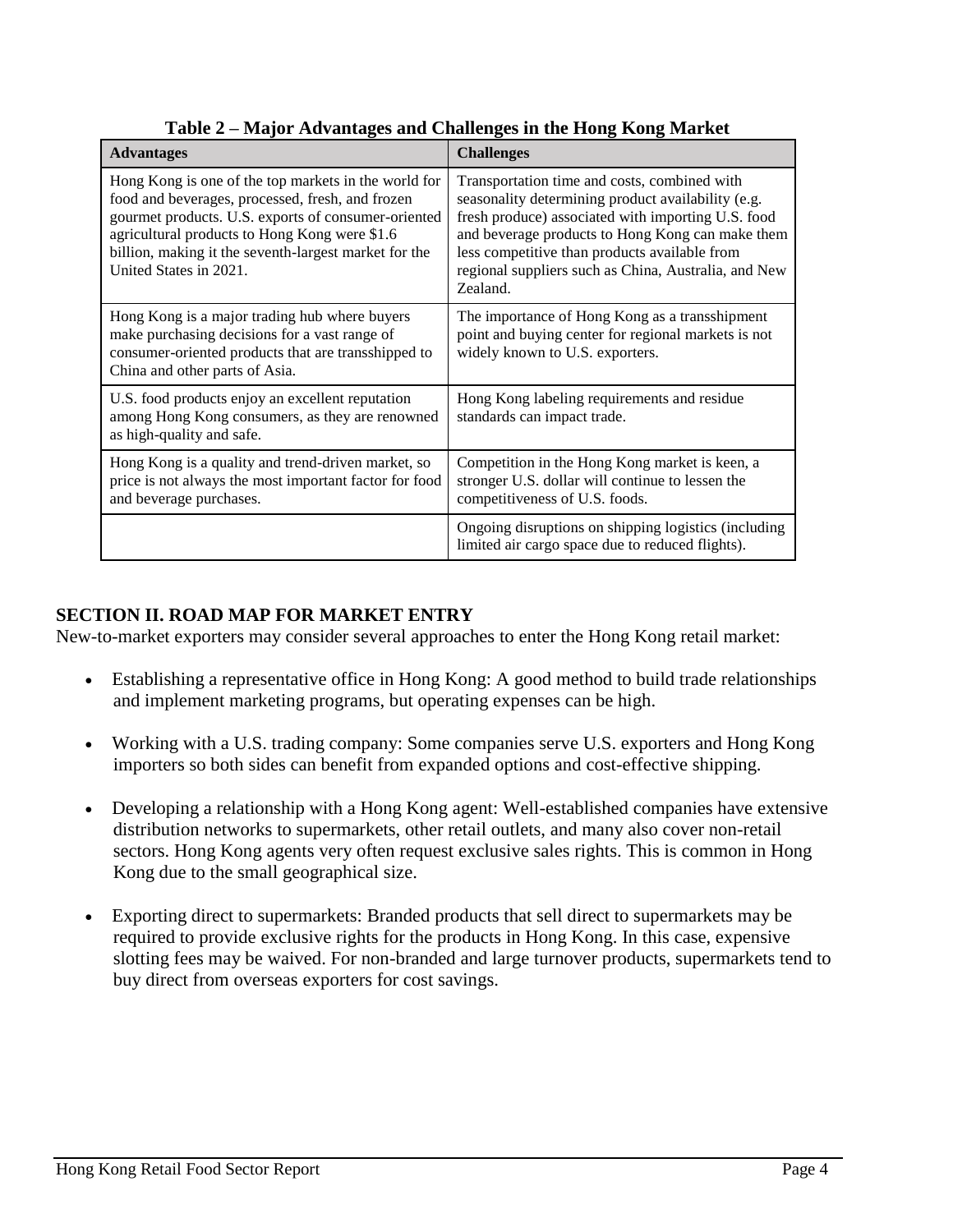**Table 2 – Major Advantages and Challenges in the Hong Kong Market**

| Advantages | Challenges |
|---|---|
| Hong Kong is one of the top markets in the world for food and beverages, processed, fresh, and frozen gourmet products. U.S. exports of consumer-oriented agricultural products to Hong Kong were $1.6 billion, making it the seventh-largest market for the United States in 2021. | Transportation time and costs, combined with seasonality determining product availability (e.g. fresh produce) associated with importing U.S. food and beverage products to Hong Kong can make them less competitive than products available from regional suppliers such as China, Australia, and New Zealand. |
| Hong Kong is a major trading hub where buyers make purchasing decisions for a vast range of consumer-oriented products that are transshipped to China and other parts of Asia. | The importance of Hong Kong as a transshipment point and buying center for regional markets is not widely known to U.S. exporters. |
| U.S. food products enjoy an excellent reputation among Hong Kong consumers, as they are renowned as high-quality and safe. | Hong Kong labeling requirements and residue standards can impact trade. |
| Hong Kong is a quality and trend-driven market, so price is not always the most important factor for food and beverage purchases. | Competition in the Hong Kong market is keen, a stronger U.S. dollar will continue to lessen the competitiveness of U.S. foods. |
| | Ongoing disruptions on shipping logistics (including limited air cargo space due to reduced flights). |

## SECTION II. ROAD MAP FOR MARKET ENTRY

New-to-market exporters may consider several approaches to enter the Hong Kong retail market:

- Establishing a representative office in Hong Kong: A good method to build trade relationships and implement marketing programs, but operating expenses can be high.
- Working with a U.S. trading company: Some companies serve U.S. exporters and Hong Kong importers so both sides can benefit from expanded options and cost-effective shipping.
- Developing a relationship with a Hong Kong agent: Well-established companies have extensive distribution networks to supermarkets, other retail outlets, and many also cover non-retail sectors. Hong Kong agents very often request exclusive sales rights. This is common in Hong Kong due to the small geographical size.
- Exporting direct to supermarkets: Branded products that sell direct to supermarkets may be required to provide exclusive rights for the products in Hong Kong. In this case, expensive slotting fees may be waived. For non-branded and large turnover products, supermarkets tend to buy direct from overseas exporters for cost savings.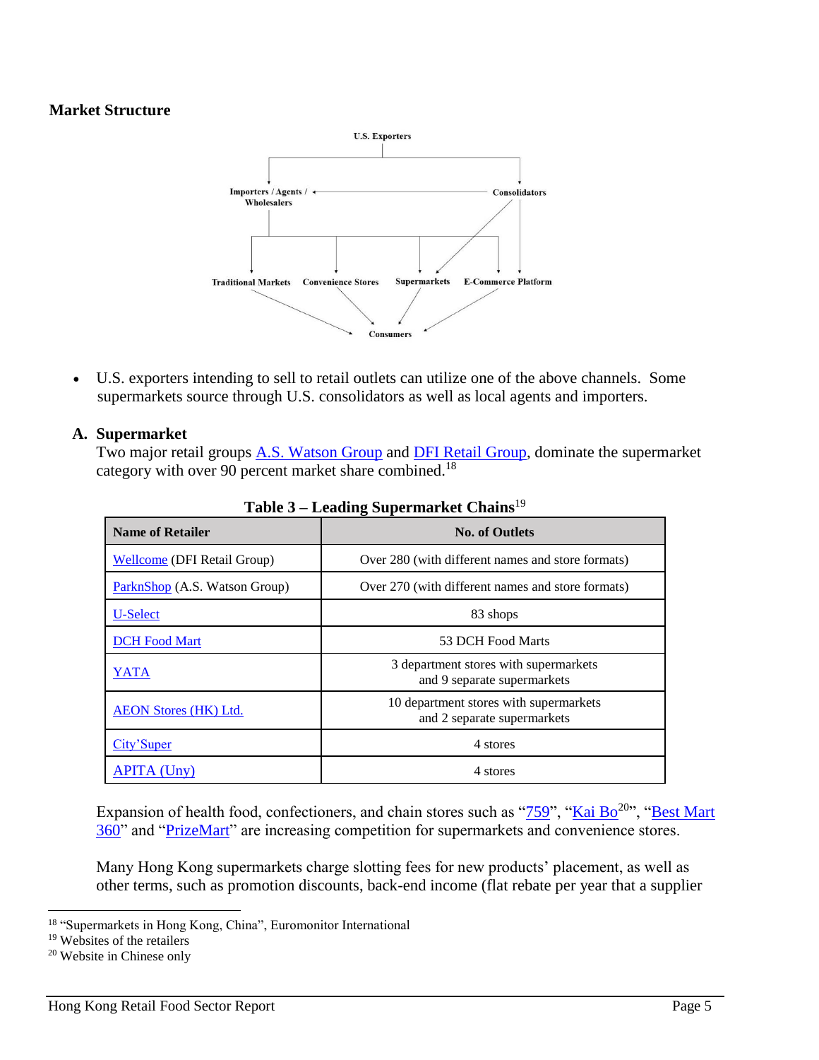## Market Structure

- U.S. exporters intending to sell to retail outlets can utilize one of the above channels. Some supermarkets source through U.S. consolidators as well as local agents and importers.

### A. Supermarket

Two major retail groups A.S. Watson Group and DFI Retail Group, dominate the supermarket category with over 90 percent market share combined.[18]

**Table 3 – Leading Supermarket Chains**[19]

| Name of Retailer | No. of Outlets |
|---|---|
| Wellcome (DFI Retail Group) | Over 280 (with different names and store formats) |
| ParknShop (A.S. Watson Group) | Over 270 (with different names and store formats) |
| U-Select | 83 shops |
| DCH Food Mart | 53 DCH Food Marts |
| YATA | 3 department stores with supermarkets and 9 separate supermarkets |
| AEON Stores (HK) Ltd. | 10 department stores with supermarkets and 2 separate supermarkets |
| City'Super | 4 stores |
| APITA (Uny) | 4 stores |

Expansion of health food, confectioners, and chain stores such as "759", "Kai Bo[20]", "Best Mart 360" and "PrizeMart" are increasing competition for supermarkets and convenience stores.

Many Hong Kong supermarkets charge slotting fees for new products' placement, as well as other terms, such as promotion discounts, back-end income (flat rebate per year that a supplier

---

[18] "Supermarkets in Hong Kong, China", Euromonitor International

[19] Websites of the retailers

[20] Website in Chinese only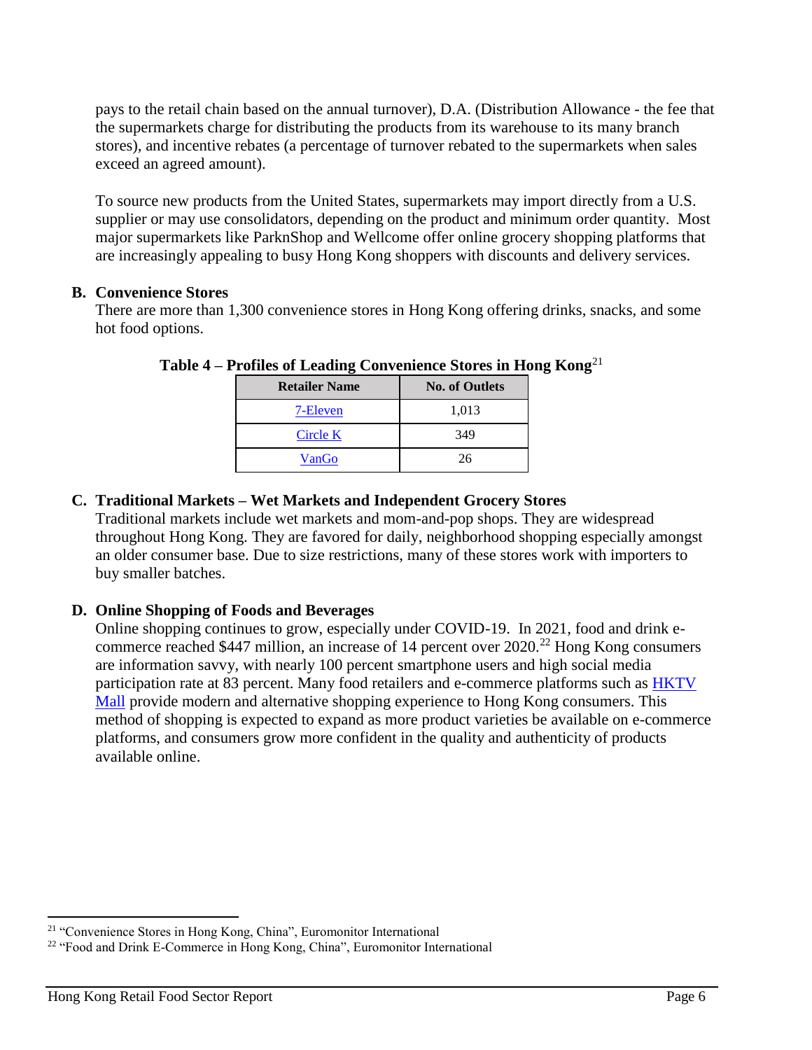pays to the retail chain based on the annual turnover), D.A. (Distribution Allowance - the fee that the supermarkets charge for distributing the products from its warehouse to its many branch stores), and incentive rebates (a percentage of turnover rebated to the supermarkets when sales exceed an agreed amount).

To source new products from the United States, supermarkets may import directly from a U.S. supplier or may use consolidators, depending on the product and minimum order quantity. Most major supermarkets like ParknShop and Wellcome offer online grocery shopping platforms that are increasingly appealing to busy Hong Kong shoppers with discounts and delivery services.

## B. Convenience Stores

There are more than 1,300 convenience stores in Hong Kong offering drinks, snacks, and some hot food options.

**Table 4 – Profiles of Leading Convenience Stores in Hong Kong**[21]

| Retailer Name | No. of Outlets |
| --- | --- |
| 7-Eleven | 1,013 |
| Circle K | 349 |
| VanGo | 26 |

## C. Traditional Markets – Wet Markets and Independent Grocery Stores

Traditional markets include wet markets and mom-and-pop shops. They are widespread throughout Hong Kong. They are favored for daily, neighborhood shopping especially amongst an older consumer base. Due to size restrictions, many of these stores work with importers to buy smaller batches.

## D. Online Shopping of Foods and Beverages

Online shopping continues to grow, especially under COVID-19. In 2021, food and drink e-commerce reached $447 million, an increase of 14 percent over 2020.[22] Hong Kong consumers are information savvy, with nearly 100 percent smartphone users and high social media participation rate at 83 percent. Many food retailers and e-commerce platforms such as HKTV Mall provide modern and alternative shopping experience to Hong Kong consumers. This method of shopping is expected to expand as more product varieties be available on e-commerce platforms, and consumers grow more confident in the quality and authenticity of products available online.

---

[21] "Convenience Stores in Hong Kong, China", Euromonitor International

[22] "Food and Drink E-Commerce in Hong Kong, China", Euromonitor International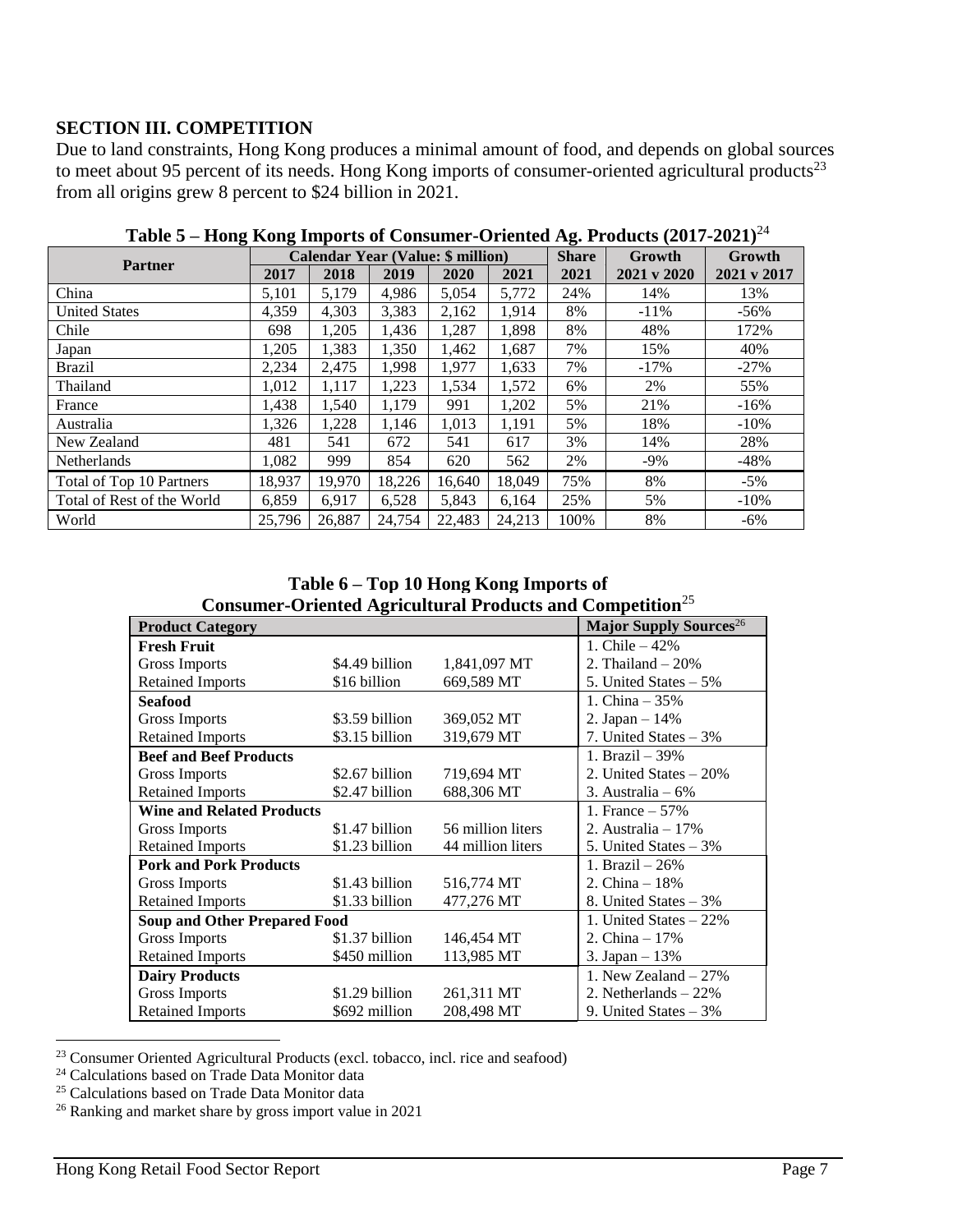## SECTION III. COMPETITION

Due to land constraints, Hong Kong produces a minimal amount of food, and depends on global sources to meet about 95 percent of its needs. Hong Kong imports of consumer-oriented agricultural products[23] from all origins grew 8 percent to $24 billion in 2021.

**Table 5 – Hong Kong Imports of Consumer-Oriented Ag. Products (2017-2021)**[24]

| Partner | Calendar Year (Value: $ million) | | | | | Share | Growth | Growth |
|---|---|---|---|---|---|---|---|---|
| | 2017 | 2018 | 2019 | 2020 | 2021 | 2021 | 2021 v 2020 | 2021 v 2017 |
| China | 5,101 | 5,179 | 4,986 | 5,054 | 5,772 | 24% | 14% | 13% |
| United States | 4,359 | 4,303 | 3,383 | 2,162 | 1,914 | 8% | -11% | -56% |
| Chile | 698 | 1,205 | 1,436 | 1,287 | 1,898 | 8% | 48% | 172% |
| Japan | 1,205 | 1,383 | 1,350 | 1,462 | 1,687 | 7% | 15% | 40% |
| Brazil | 2,234 | 2,475 | 1,998 | 1,977 | 1,633 | 7% | -17% | -27% |
| Thailand | 1,012 | 1,117 | 1,223 | 1,534 | 1,572 | 6% | 2% | 55% |
| France | 1,438 | 1,540 | 1,179 | 991 | 1,202 | 5% | 21% | -16% |
| Australia | 1,326 | 1,228 | 1,146 | 1,013 | 1,191 | 5% | 18% | -10% |
| New Zealand | 481 | 541 | 672 | 541 | 617 | 3% | 14% | 28% |
| Netherlands | 1,082 | 999 | 854 | 620 | 562 | 2% | -9% | -48% |
| Total of Top 10 Partners | 18,937 | 19,970 | 18,226 | 16,640 | 18,049 | 75% | 8% | -5% |
| Total of Rest of the World | 6,859 | 6,917 | 6,528 | 5,843 | 6,164 | 25% | 5% | -10% |
| World | 25,796 | 26,887 | 24,754 | 22,483 | 24,213 | 100% | 8% | -6% |

**Table 6 – Top 10 Hong Kong Imports of Consumer-Oriented Agricultural Products and Competition**[25]

| Product Category | | | Major Supply Sources[26] |
|---|---|---|---|
| **Fresh Fruit** | | | 1. Chile – 42% |
| Gross Imports | $4.49 billion | 1,841,097 MT | 2. Thailand – 20% |
| Retained Imports | $16 billion | 669,589 MT | 5. United States – 5% |
| **Seafood** | | | 1. China – 35% |
| Gross Imports | $3.59 billion | 369,052 MT | 2. Japan – 14% |
| Retained Imports | $3.15 billion | 319,679 MT | 7. United States – 3% |
| **Beef and Beef Products** | | | 1. Brazil – 39% |
| Gross Imports | $2.67 billion | 719,694 MT | 2. United States – 20% |
| Retained Imports | $2.47 billion | 688,306 MT | 3. Australia – 6% |
| **Wine and Related Products** | | | 1. France – 57% |
| Gross Imports | $1.47 billion | 56 million liters | 2. Australia – 17% |
| Retained Imports | $1.23 billion | 44 million liters | 5. United States – 3% |
| **Pork and Pork Products** | | | 1. Brazil – 26% |
| Gross Imports | $1.43 billion | 516,774 MT | 2. China – 18% |
| Retained Imports | $1.33 billion | 477,276 MT | 8. United States – 3% |
| **Soup and Other Prepared Food** | | | 1. United States – 22% |
| Gross Imports | $1.37 billion | 146,454 MT | 2. China – 17% |
| Retained Imports | $450 million | 113,985 MT | 3. Japan – 13% |
| **Dairy Products** | | | 1. New Zealand – 27% |
| Gross Imports | $1.29 billion | 261,311 MT | 2. Netherlands – 22% |
| Retained Imports | $692 million | 208,498 MT | 9. United States – 3% |

[23] Consumer Oriented Agricultural Products (excl. tobacco, incl. rice and seafood)
[24] Calculations based on Trade Data Monitor data
[25] Calculations based on Trade Data Monitor data
[26] Ranking and market share by gross import value in 2021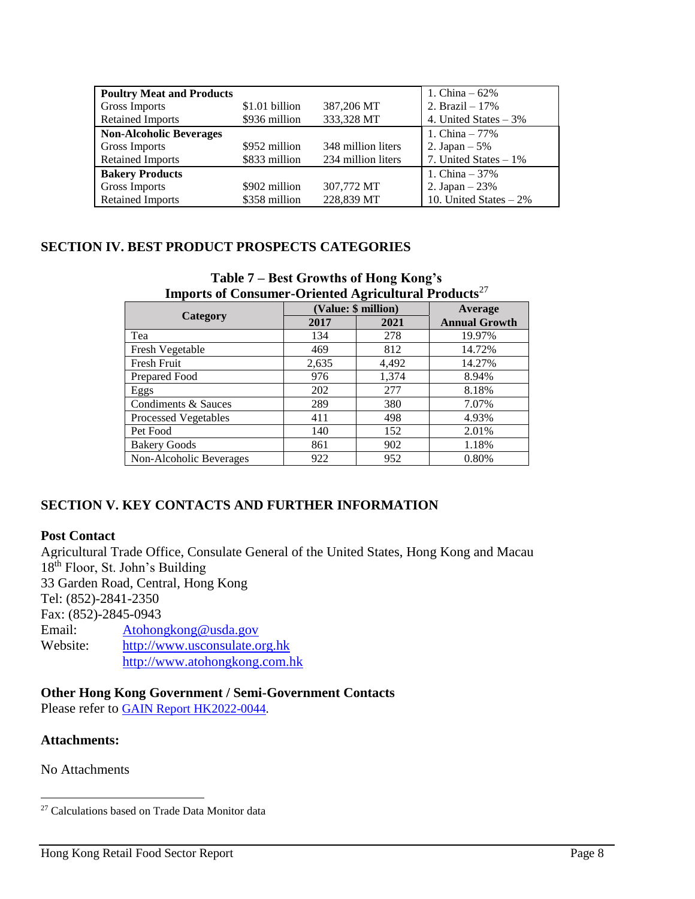| | | | |
|---|---|---|---|
| **Poultry Meat and Products** | | | 1. China – 62% |
| Gross Imports | $1.01 billion | 387,206 MT | 2. Brazil – 17% |
| Retained Imports | $936 million | 333,328 MT | 4. United States – 3% |
| **Non-Alcoholic Beverages** | | | 1. China – 77% |
| Gross Imports | $952 million | 348 million liters | 2. Japan – 5% |
| Retained Imports | $833 million | 234 million liters | 7. United States – 1% |
| **Bakery Products** | | | 1. China – 37% |
| Gross Imports | $902 million | 307,772 MT | 2. Japan – 23% |
| Retained Imports | $358 million | 228,839 MT | 10. United States – 2% |

## SECTION IV. BEST PRODUCT PROSPECTS CATEGORIES

**Table 7 – Best Growths of Hong Kong's Imports of Consumer-Oriented Agricultural Products**[27]

| Category | (Value: $ million) | | Average Annual Growth |
|---|---|---|---|
| | 2017 | 2021 | |
| Tea | 134 | 278 | 19.97% |
| Fresh Vegetable | 469 | 812 | 14.72% |
| Fresh Fruit | 2,635 | 4,492 | 14.27% |
| Prepared Food | 976 | 1,374 | 8.94% |
| Eggs | 202 | 277 | 8.18% |
| Condiments & Sauces | 289 | 380 | 7.07% |
| Processed Vegetables | 411 | 498 | 4.93% |
| Pet Food | 140 | 152 | 2.01% |
| Bakery Goods | 861 | 902 | 1.18% |
| Non-Alcoholic Beverages | 922 | 952 | 0.80% |

## SECTION V. KEY CONTACTS AND FURTHER INFORMATION

### Post Contact

Agricultural Trade Office, Consulate General of the United States, Hong Kong and Macau
18th Floor, St. John's Building
33 Garden Road, Central, Hong Kong
Tel: (852)-2841-2350
Fax: (852)-2845-0943
Email: Atohongkong@usda.gov
Website: http://www.usconsulate.org.hk
http://www.atohongkong.com.hk

### Other Hong Kong Government / Semi-Government Contacts

Please refer to GAIN Report HK2022-0044.

### Attachments:

No Attachments

[27] Calculations based on Trade Data Monitor data